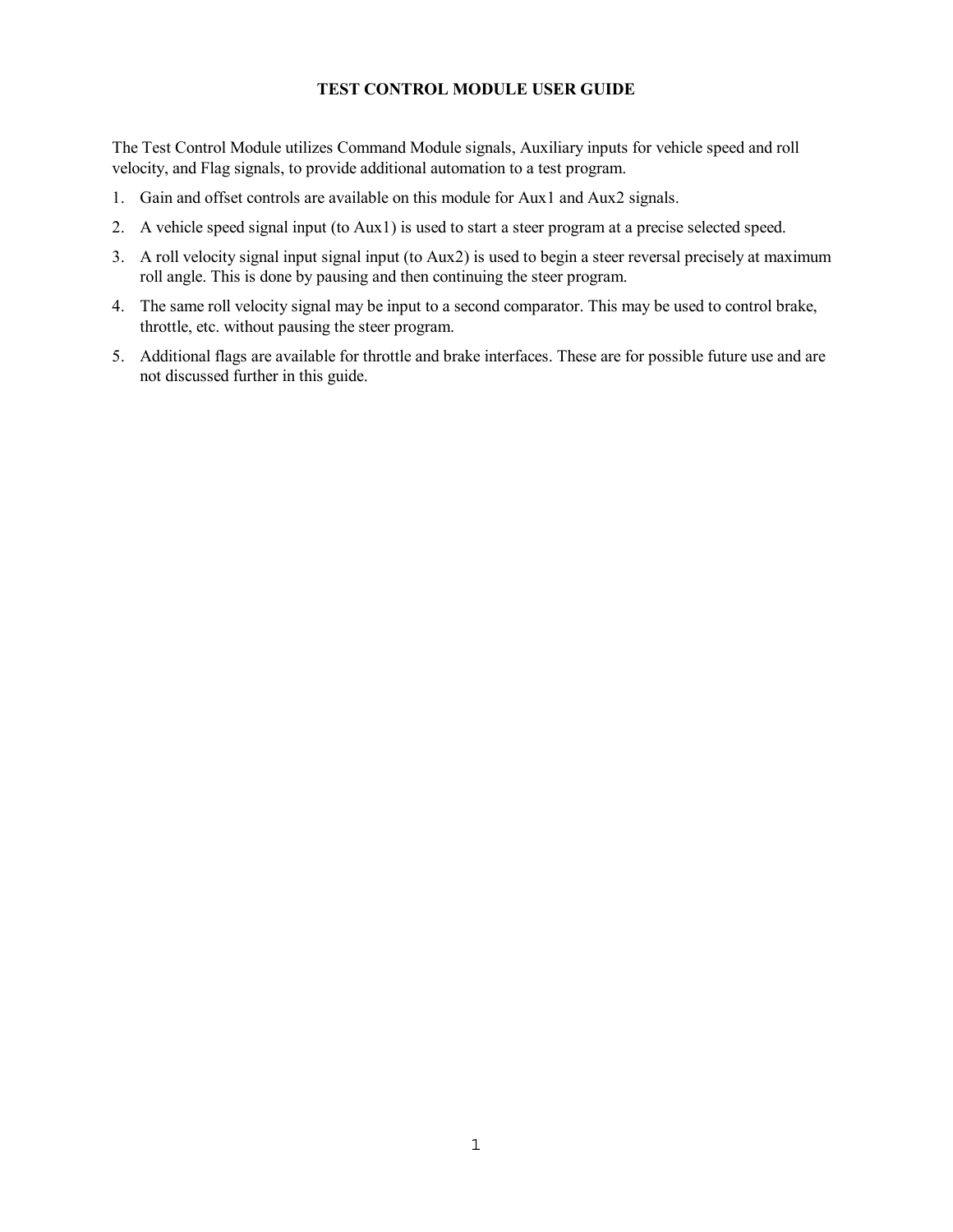# TEST CONTROL MODULE USER GUIDE

The Test Control Module utilizes Command Module signals, Auxiliary inputs for vehicle speed and roll velocity, and Flag signals, to provide additional automation to a test program.

1. Gain and offset controls are available on this module for Aux1 and Aux2 signals.
2. A vehicle speed signal input (to Aux1) is used to start a steer program at a precise selected speed.
3. A roll velocity signal input signal input (to Aux2) is used to begin a steer reversal precisely at maximum roll angle. This is done by pausing and then continuing the steer program.
4. The same roll velocity signal may be input to a second comparator. This may be used to control brake, throttle, etc. without pausing the steer program.
5. Additional flags are available for throttle and brake interfaces. These are for possible future use and are not discussed further in this guide.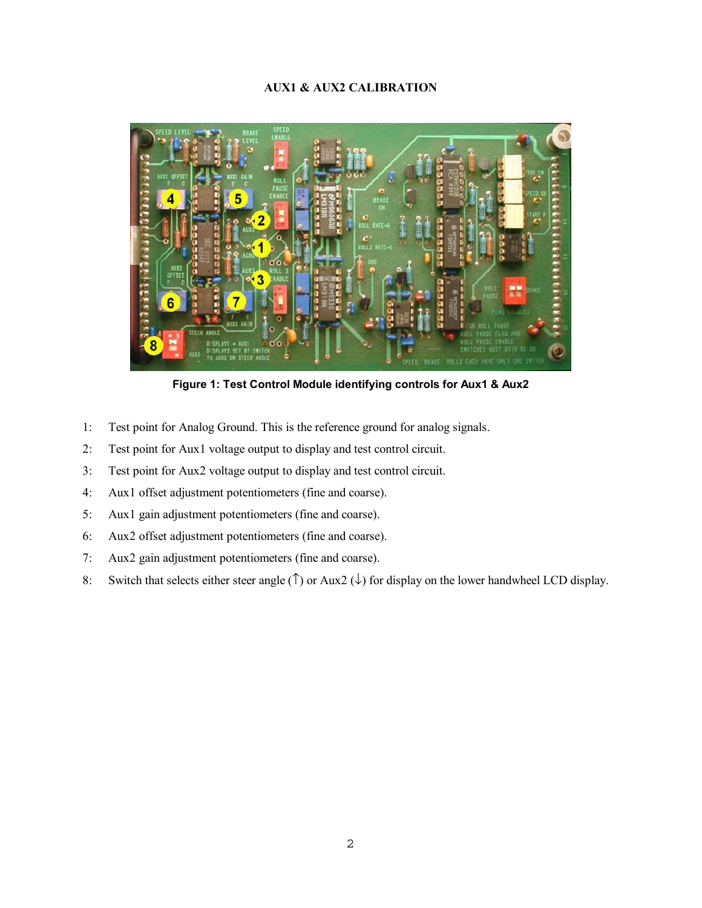## AUX1 & AUX2 CALIBRATION

**Figure 1: Test Control Module identifying controls for Aux1 & Aux2**

1: Test point for Analog Ground. This is the reference ground for analog signals.

2: Test point for Aux1 voltage output to display and test control circuit.

3: Test point for Aux2 voltage output to display and test control circuit.

4: Aux1 offset adjustment potentiometers (fine and coarse).

5: Aux1 gain adjustment potentiometers (fine and coarse).

6: Aux2 offset adjustment potentiometers (fine and coarse).

7: Aux2 gain adjustment potentiometers (fine and coarse).

8: Switch that selects either steer angle (↑) or Aux2 (↓) for display on the lower handwheel LCD display.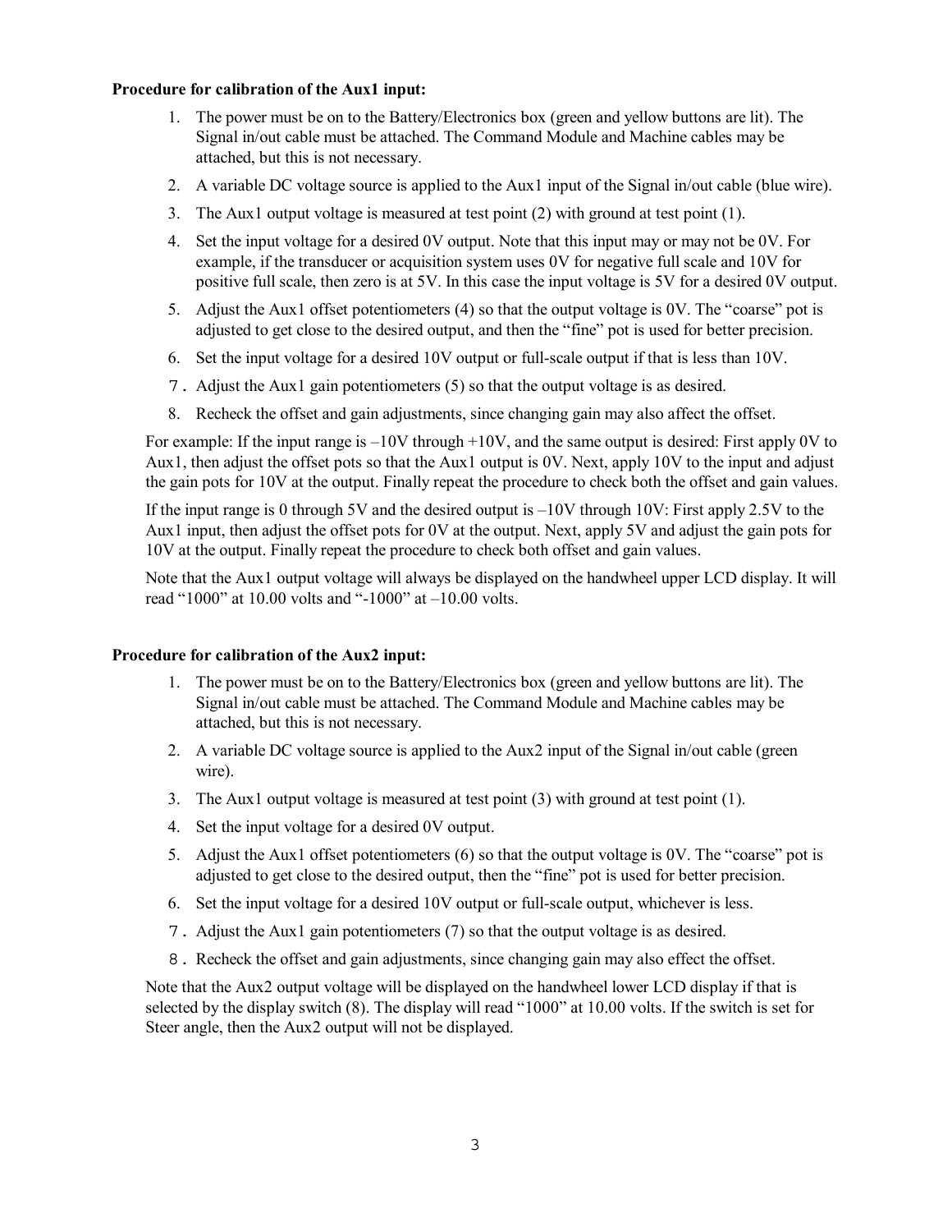**Procedure for calibration of the Aux1 input:**

1. The power must be on to the Battery/Electronics box (green and yellow buttons are lit). The Signal in/out cable must be attached. The Command Module and Machine cables may be attached, but this is not necessary.
2. A variable DC voltage source is applied to the Aux1 input of the Signal in/out cable (blue wire).
3. The Aux1 output voltage is measured at test point (2) with ground at test point (1).
4. Set the input voltage for a desired 0V output. Note that this input may or may not be 0V. For example, if the transducer or acquisition system uses 0V for negative full scale and 10V for positive full scale, then zero is at 5V. In this case the input voltage is 5V for a desired 0V output.
5. Adjust the Aux1 offset potentiometers (4) so that the output voltage is 0V. The "coarse" pot is adjusted to get close to the desired output, and then the "fine" pot is used for better precision.
6. Set the input voltage for a desired 10V output or full-scale output if that is less than 10V.
7. Adjust the Aux1 gain potentiometers (5) so that the output voltage is as desired.
8. Recheck the offset and gain adjustments, since changing gain may also affect the offset.

For example: If the input range is –10V through +10V, and the same output is desired: First apply 0V to Aux1, then adjust the offset pots so that the Aux1 output is 0V. Next, apply 10V to the input and adjust the gain pots for 10V at the output. Finally repeat the procedure to check both the offset and gain values.

If the input range is 0 through 5V and the desired output is –10V through 10V: First apply 2.5V to the Aux1 input, then adjust the offset pots for 0V at the output. Next, apply 5V and adjust the gain pots for 10V at the output. Finally repeat the procedure to check both offset and gain values.

Note that the Aux1 output voltage will always be displayed on the handwheel upper LCD display. It will read "1000" at 10.00 volts and "-1000" at –10.00 volts.

**Procedure for calibration of the Aux2 input:**

1. The power must be on to the Battery/Electronics box (green and yellow buttons are lit). The Signal in/out cable must be attached. The Command Module and Machine cables may be attached, but this is not necessary.
2. A variable DC voltage source is applied to the Aux2 input of the Signal in/out cable (green wire).
3. The Aux1 output voltage is measured at test point (3) with ground at test point (1).
4. Set the input voltage for a desired 0V output.
5. Adjust the Aux1 offset potentiometers (6) so that the output voltage is 0V. The "coarse" pot is adjusted to get close to the desired output, then the "fine" pot is used for better precision.
6. Set the input voltage for a desired 10V output or full-scale output, whichever is less.
7. Adjust the Aux1 gain potentiometers (7) so that the output voltage is as desired.
8. Recheck the offset and gain adjustments, since changing gain may also effect the offset.

Note that the Aux2 output voltage will be displayed on the handwheel lower LCD display if that is selected by the display switch (8). The display will read "1000" at 10.00 volts. If the switch is set for Steer angle, then the Aux2 output will not be displayed.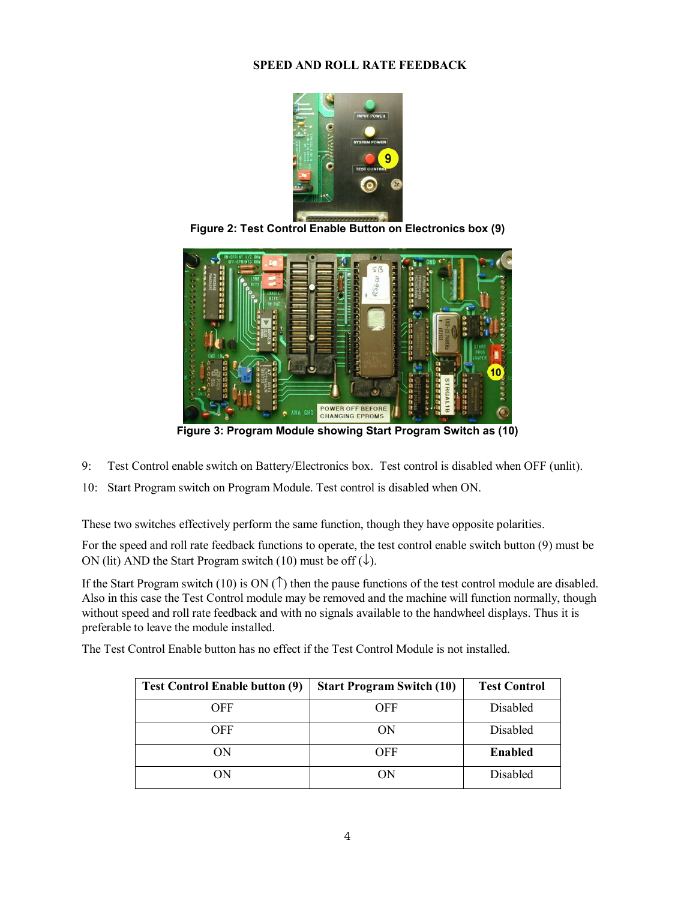## SPEED AND ROLL RATE FEEDBACK

**Figure 2: Test Control Enable Button on Electronics box (9)**

**Figure 3: Program Module showing Start Program Switch as (10)**

9: Test Control enable switch on Battery/Electronics box. Test control is disabled when OFF (unlit).

10: Start Program switch on Program Module. Test control is disabled when ON.

These two switches effectively perform the same function, though they have opposite polarities.

For the speed and roll rate feedback functions to operate, the test control enable switch button (9) must be ON (lit) AND the Start Program switch (10) must be off (↓).

If the Start Program switch (10) is ON (↑) then the pause functions of the test control module are disabled. Also in this case the Test Control module may be removed and the machine will function normally, though without speed and roll rate feedback and with no signals available to the handwheel displays. Thus it is preferable to leave the module installed.

The Test Control Enable button has no effect if the Test Control Module is not installed.

| Test Control Enable button (9) | Start Program Switch (10) | Test Control |
|---|---|---|
| OFF | OFF | Disabled |
| OFF | ON | Disabled |
| ON | OFF | **Enabled** |
| ON | ON | Disabled |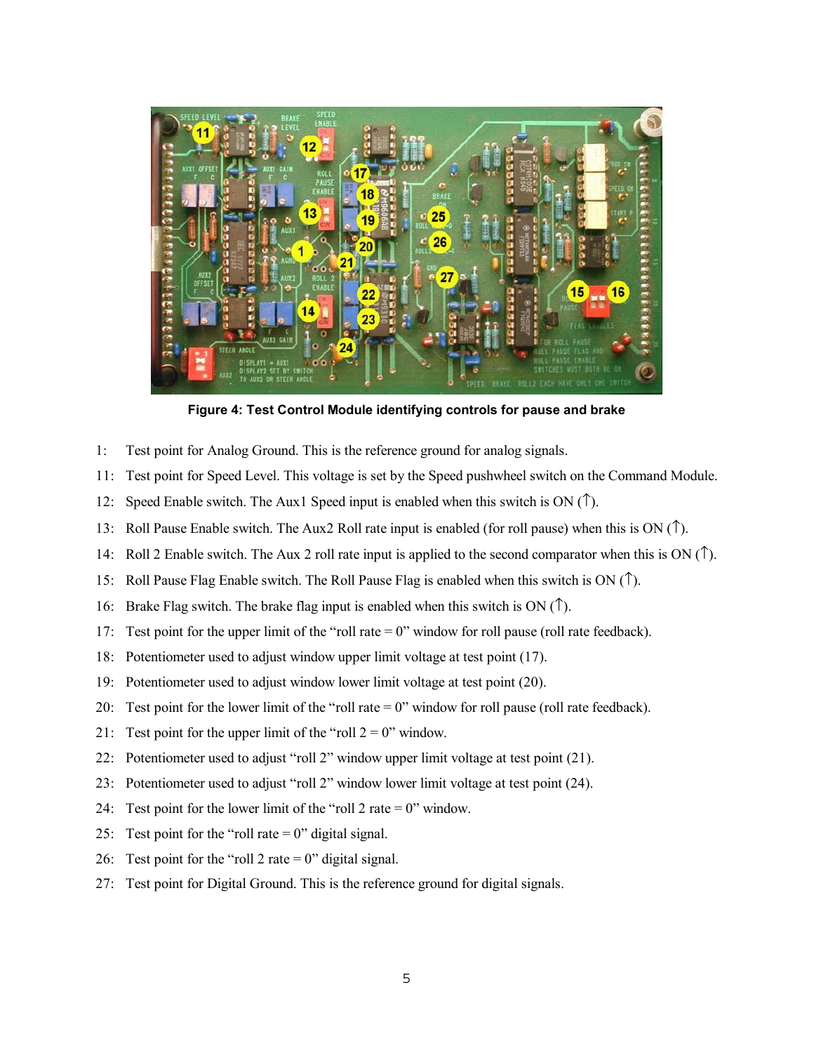**Figure 4: Test Control Module identifying controls for pause and brake**

1: Test point for Analog Ground. This is the reference ground for analog signals.

11: Test point for Speed Level. This voltage is set by the Speed pushwheel switch on the Command Module.

12: Speed Enable switch. The Aux1 Speed input is enabled when this switch is ON (↑).

13: Roll Pause Enable switch. The Aux2 Roll rate input is enabled (for roll pause) when this is ON (↑).

14: Roll 2 Enable switch. The Aux 2 roll rate input is applied to the second comparator when this is ON (↑).

15: Roll Pause Flag Enable switch. The Roll Pause Flag is enabled when this switch is ON (↑).

16: Brake Flag switch. The brake flag input is enabled when this switch is ON (↑).

17: Test point for the upper limit of the "roll rate = 0" window for roll pause (roll rate feedback).

18: Potentiometer used to adjust window upper limit voltage at test point (17).

19: Potentiometer used to adjust window lower limit voltage at test point (20).

20: Test point for the lower limit of the "roll rate = 0" window for roll pause (roll rate feedback).

21: Test point for the upper limit of the "roll 2 = 0" window.

22: Potentiometer used to adjust "roll 2" window upper limit voltage at test point (21).

23: Potentiometer used to adjust "roll 2" window lower limit voltage at test point (24).

24: Test point for the lower limit of the "roll 2 rate = 0" window.

25: Test point for the "roll rate = 0" digital signal.

26: Test point for the "roll 2 rate = 0" digital signal.

27: Test point for Digital Ground. This is the reference ground for digital signals.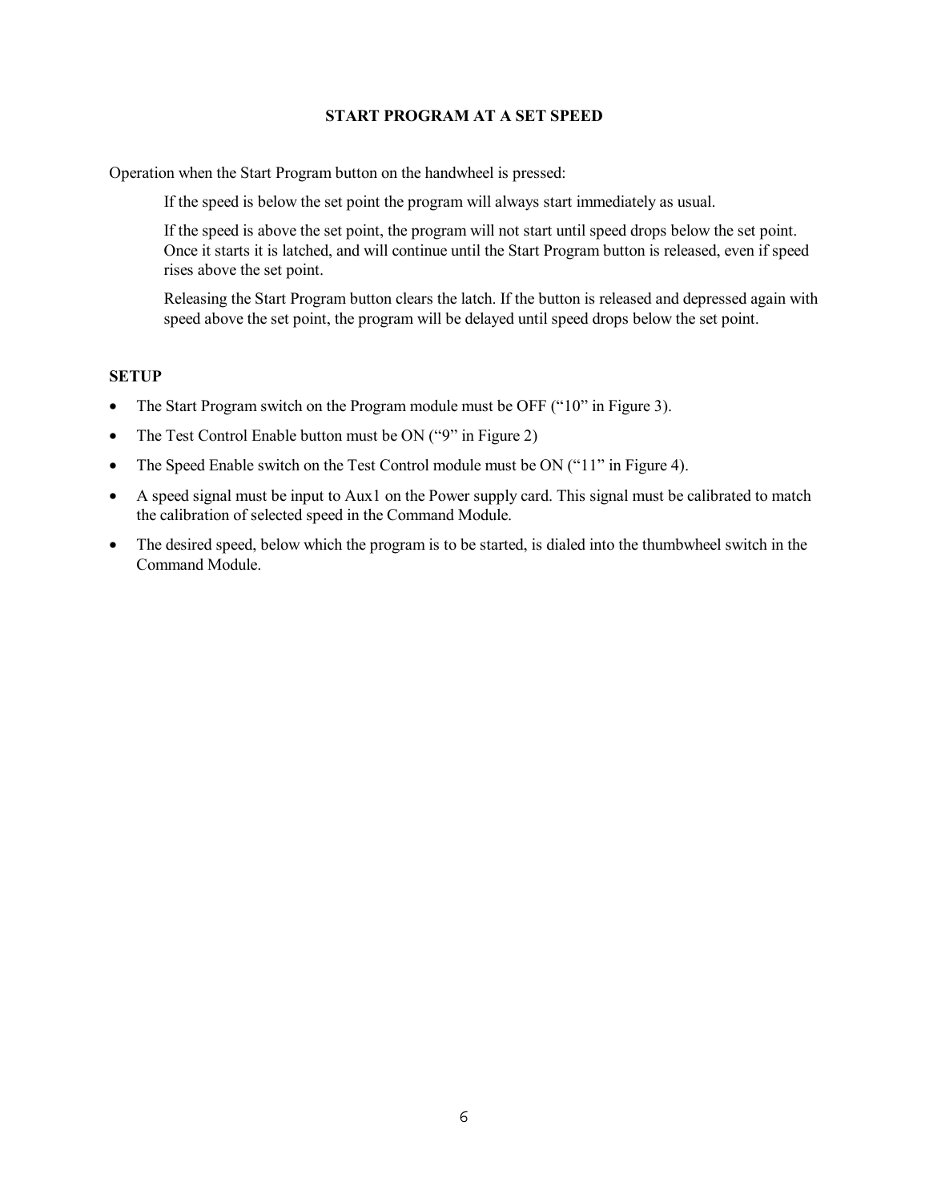## START PROGRAM AT A SET SPEED

Operation when the Start Program button on the handwheel is pressed:

> If the speed is below the set point the program will always start immediately as usual.
>
> If the speed is above the set point, the program will not start until speed drops below the set point. Once it starts it is latched, and will continue until the Start Program button is released, even if speed rises above the set point.
>
> Releasing the Start Program button clears the latch. If the button is released and depressed again with speed above the set point, the program will be delayed until speed drops below the set point.

**SETUP**

- The Start Program switch on the Program module must be OFF ("10" in Figure 3).
- The Test Control Enable button must be ON ("9" in Figure 2)
- The Speed Enable switch on the Test Control module must be ON ("11" in Figure 4).
- A speed signal must be input to Aux1 on the Power supply card. This signal must be calibrated to match the calibration of selected speed in the Command Module.
- The desired speed, below which the program is to be started, is dialed into the thumbwheel switch in the Command Module.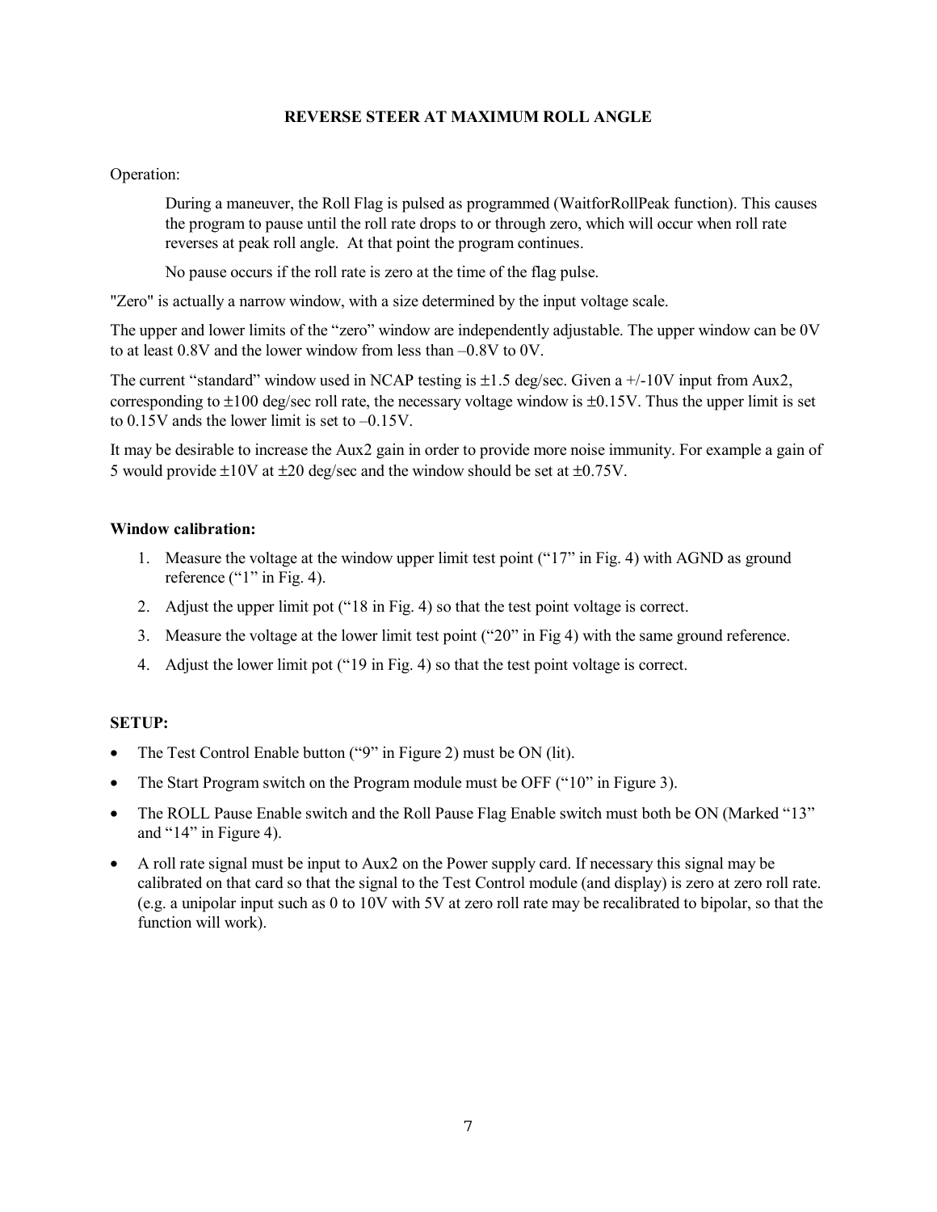## REVERSE STEER AT MAXIMUM ROLL ANGLE

Operation:

> During a maneuver, the Roll Flag is pulsed as programmed (WaitforRollPeak function). This causes the program to pause until the roll rate drops to or through zero, which will occur when roll rate reverses at peak roll angle. At that point the program continues.
>
> No pause occurs if the roll rate is zero at the time of the flag pulse.

"Zero" is actually a narrow window, with a size determined by the input voltage scale.

The upper and lower limits of the "zero" window are independently adjustable. The upper window can be 0V to at least 0.8V and the lower window from less than –0.8V to 0V.

The current "standard" window used in NCAP testing is ±1.5 deg/sec. Given a +/-10V input from Aux2, corresponding to ±100 deg/sec roll rate, the necessary voltage window is ±0.15V. Thus the upper limit is set to 0.15V ands the lower limit is set to –0.15V.

It may be desirable to increase the Aux2 gain in order to provide more noise immunity. For example a gain of 5 would provide ±10V at ±20 deg/sec and the window should be set at ±0.75V.

**Window calibration:**

1. Measure the voltage at the window upper limit test point ("17" in Fig. 4) with AGND as ground reference ("1" in Fig. 4).
2. Adjust the upper limit pot ("18 in Fig. 4) so that the test point voltage is correct.
3. Measure the voltage at the lower limit test point ("20" in Fig 4) with the same ground reference.
4. Adjust the lower limit pot ("19 in Fig. 4) so that the test point voltage is correct.

**SETUP:**

- The Test Control Enable button ("9" in Figure 2) must be ON (lit).
- The Start Program switch on the Program module must be OFF ("10" in Figure 3).
- The ROLL Pause Enable switch and the Roll Pause Flag Enable switch must both be ON (Marked "13" and "14" in Figure 4).
- A roll rate signal must be input to Aux2 on the Power supply card. If necessary this signal may be calibrated on that card so that the signal to the Test Control module (and display) is zero at zero roll rate. (e.g. a unipolar input such as 0 to 10V with 5V at zero roll rate may be recalibrated to bipolar, so that the function will work).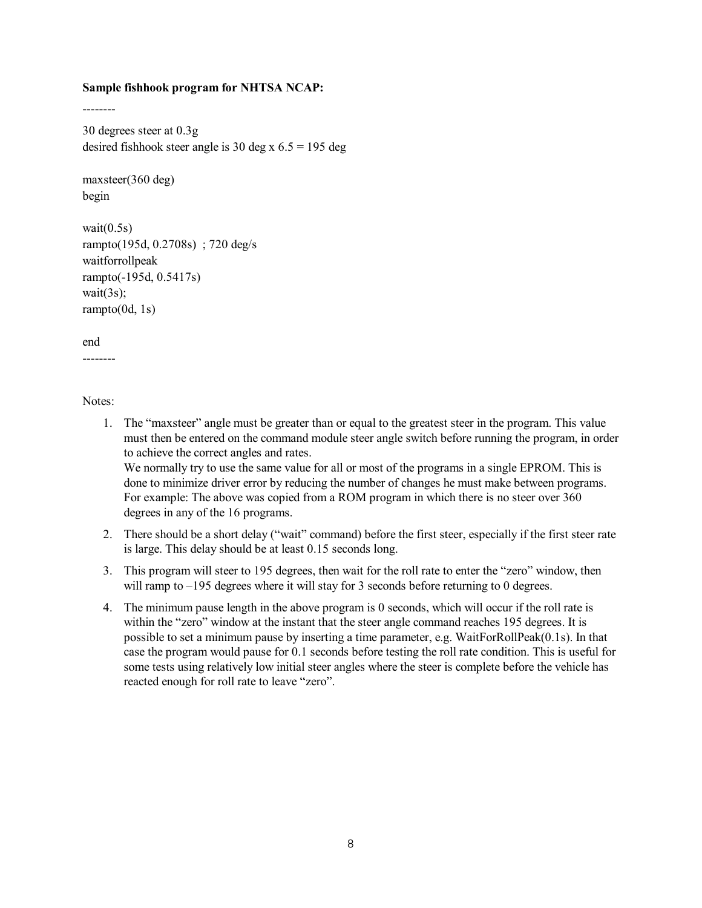**Sample fishhook program for NHTSA NCAP:**

```
--------

30 degrees steer at 0.3g
desired fishhook steer angle is 30 deg x 6.5 = 195 deg

maxsteer(360 deg)
begin

wait(0.5s)
rampto(195d, 0.2708s)  ; 720 deg/s
waitforrollpeak
rampto(-195d, 0.5417s)
wait(3s);
rampto(0d, 1s)

end
--------
```

Notes:

1. The "maxsteer" angle must be greater than or equal to the greatest steer in the program. This value must then be entered on the command module steer angle switch before running the program, in order to achieve the correct angles and rates.
   We normally try to use the same value for all or most of the programs in a single EPROM. This is done to minimize driver error by reducing the number of changes he must make between programs. For example: The above was copied from a ROM program in which there is no steer over 360 degrees in any of the 16 programs.
2. There should be a short delay ("wait" command) before the first steer, especially if the first steer rate is large. This delay should be at least 0.15 seconds long.
3. This program will steer to 195 degrees, then wait for the roll rate to enter the "zero" window, then will ramp to –195 degrees where it will stay for 3 seconds before returning to 0 degrees.
4. The minimum pause length in the above program is 0 seconds, which will occur if the roll rate is within the "zero" window at the instant that the steer angle command reaches 195 degrees. It is possible to set a minimum pause by inserting a time parameter, e.g. WaitForRollPeak(0.1s). In that case the program would pause for 0.1 seconds before testing the roll rate condition. This is useful for some tests using relatively low initial steer angles where the steer is complete before the vehicle has reacted enough for roll rate to leave "zero".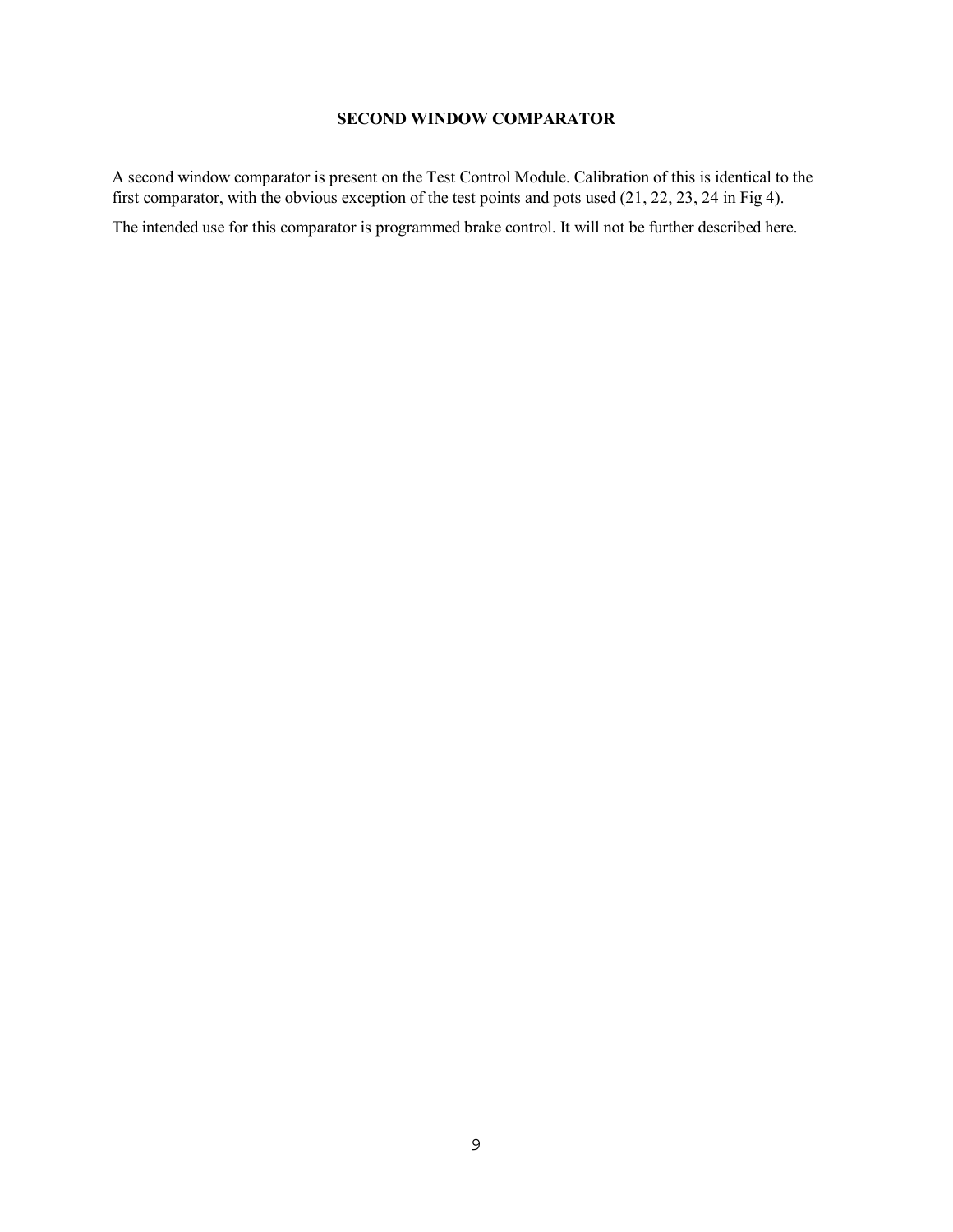## SECOND WINDOW COMPARATOR

A second window comparator is present on the Test Control Module. Calibration of this is identical to the first comparator, with the obvious exception of the test points and pots used (21, 22, 23, 24 in Fig 4).

The intended use for this comparator is programmed brake control. It will not be further described here.